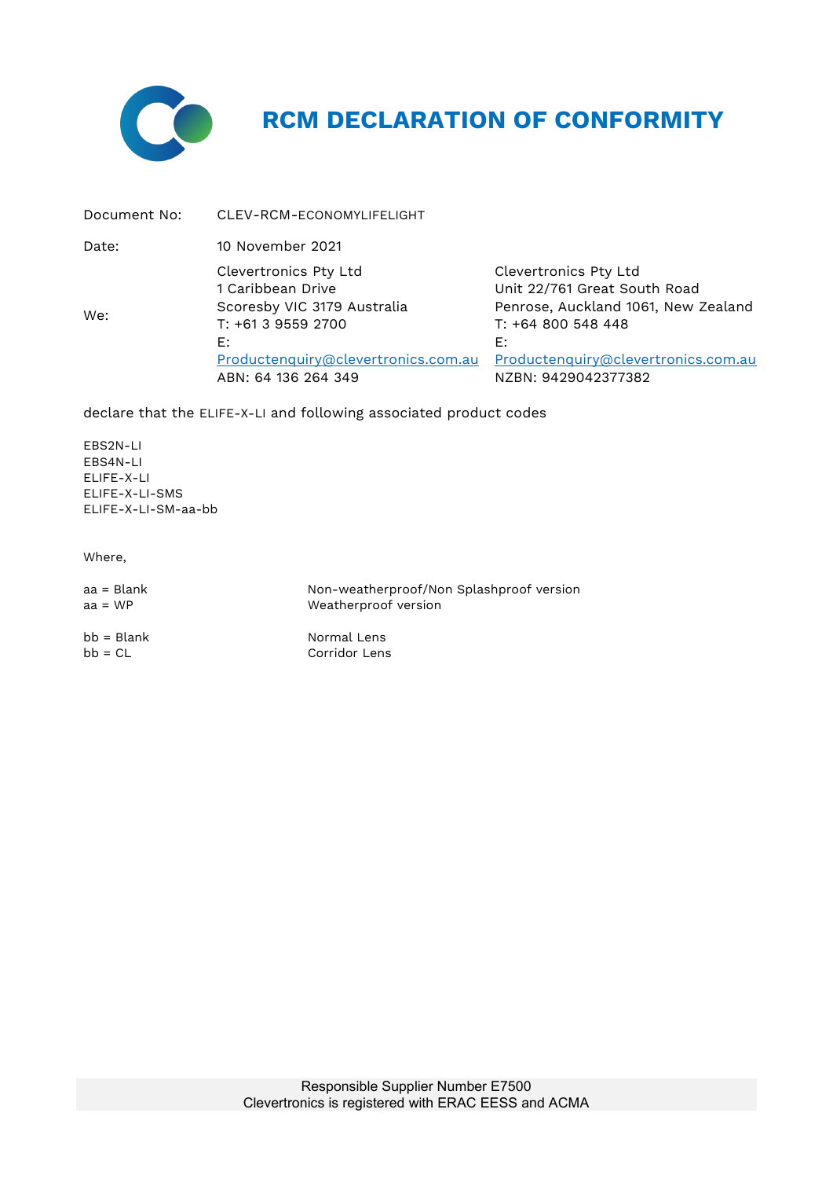# RCM DECLARATION OF CONFORMITY

| | | |
|---|---|---|
| Document No: | CLEV-RCM-ECONOMYLIFELIGHT | |
| Date: | 10 November 2021 | |
| We: | Clevertronics Pty Ltd<br>1 Caribbean Drive<br>Scoresby VIC 3179 Australia<br>T: +61 3 9559 2700<br>E:<br>Productenquiry@clevertronics.com.au<br>ABN: 64 136 264 349 | Clevertronics Pty Ltd<br>Unit 22/761 Great South Road<br>Penrose, Auckland 1061, New Zealand<br>T: +64 800 548 448<br>E:<br>Productenquiry@clevertronics.com.au<br>NZBN: 9429042377382 |

declare that the ELIFE-X-LI and following associated product codes

EBS2N-LI
EBS4N-LI
ELIFE-X-LI
ELIFE-X-LI-SMS
ELIFE-X-LI-SM-aa-bb

Where,

| | |
|---|---|
| aa = Blank | Non-weatherproof/Non Splashproof version |
| aa = WP | Weatherproof version |
| bb = Blank | Normal Lens |
| bb = CL | Corridor Lens |

Responsible Supplier Number E7500
Clevertronics is registered with ERAC EESS and ACMA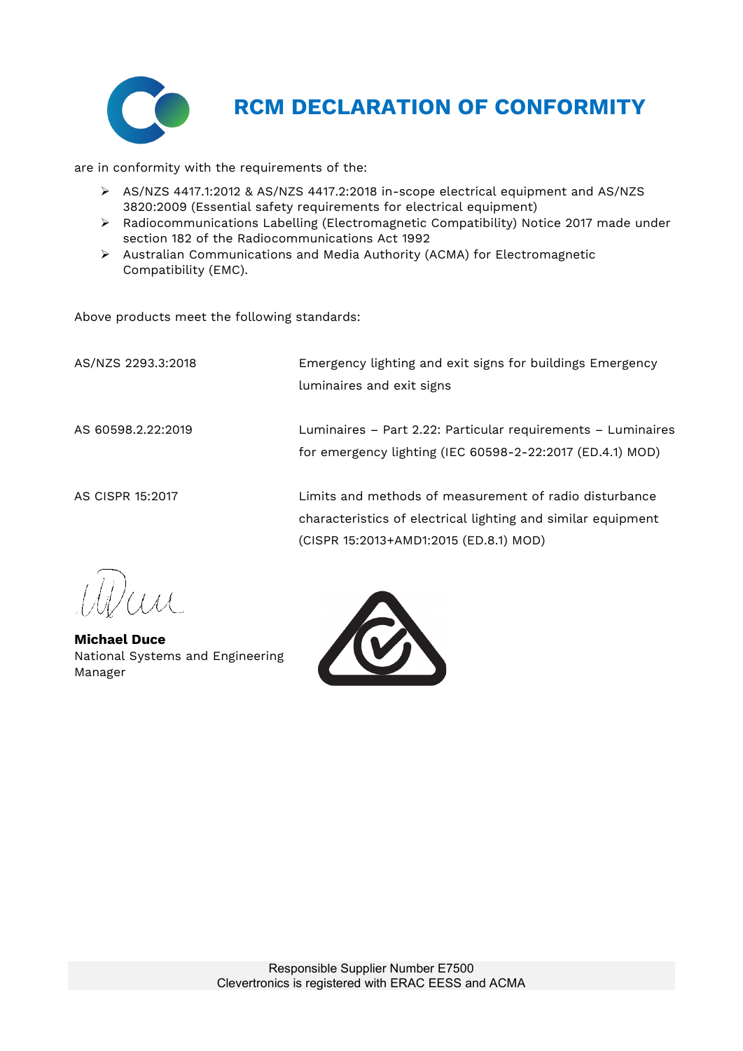# RCM DECLARATION OF CONFORMITY

are in conformity with the requirements of the:

- AS/NZS 4417.1:2012 & AS/NZS 4417.2:2018 in-scope electrical equipment and AS/NZS 3820:2009 (Essential safety requirements for electrical equipment)
- Radiocommunications Labelling (Electromagnetic Compatibility) Notice 2017 made under section 182 of the Radiocommunications Act 1992
- Australian Communications and Media Authority (ACMA) for Electromagnetic Compatibility (EMC).

Above products meet the following standards:

| | |
|---|---|
| AS/NZS 2293.3:2018 | Emergency lighting and exit signs for buildings Emergency luminaires and exit signs |
| AS 60598.2.22:2019 | Luminaires – Part 2.22: Particular requirements – Luminaires for emergency lighting (IEC 60598-2-22:2017 (ED.4.1) MOD) |
| AS CISPR 15:2017 | Limits and methods of measurement of radio disturbance characteristics of electrical lighting and similar equipment (CISPR 15:2013+AMD1:2015 (ED.8.1) MOD) |

**Michael Duce**
National Systems and Engineering Manager

Responsible Supplier Number E7500
Clevertronics is registered with ERAC EESS and ACMA